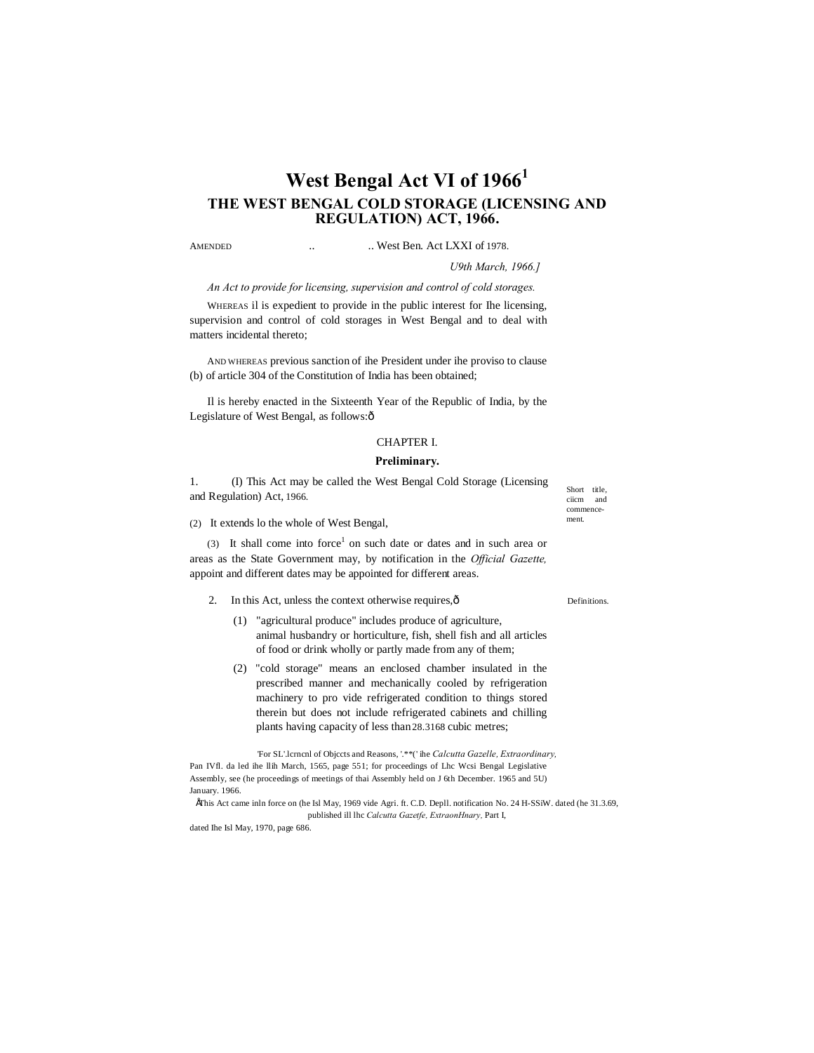# West Bengal Act VI of 1966[1]

## THE WEST BENGAL COLD STORAGE (LICENSING AND REGULATION) ACT, 1966.

AMENDED .. .. West Ben. Act LXXI of 1978.

*U9th March, 1966.]*

*An Act to provide for licensing, supervision and control of cold storages.*

WHEREAS il is expedient to provide in the public interest for Ihe licensing, supervision and control of cold storages in West Bengal and to deal with matters incidental thereto;

AND WHEREAS previous sanction of ihe President under ihe proviso to clause (b) of article 304 of the Constitution of India has been obtained;

Il is hereby enacted in the Sixteenth Year of the Republic of India, by the Legislature of West Bengal, as follows:ô

### CHAPTER I.

### Preliminary.

Short title, ciicm and commencement.

1. (I) This Act may be called the West Bengal Cold Storage (Licensing and Regulation) Act, 1966.

(2) It extends lo the whole of West Bengal,

(3) It shall come into force[1] on such date or dates and in such area or areas as the State Government may, by notification in the *Official Gazette,* appoint and different dates may be appointed for different areas.

Definitions.

2. In this Act, unless the context otherwise requires,ô

(1) "agricultural produce" includes produce of agriculture, animal husbandry or horticulture, fish, shell fish and all articles of food or drink wholly or partly made from any of them;

(2) "cold storage" means an enclosed chamber insulated in the prescribed manner and mechanically cooled by refrigeration machinery to pro vide refrigerated condition to things stored therein but does not include refrigerated cabinets and chilling plants having capacity of less than 28.3168 cubic metres;

'For SL'.lcrncnl of Objccts and Reasons, '.**(' ihe *Calcutta Gazelle, Extraordinary,* Pan IVfl. da led ihe llih March, 1565, page 551; for proceedings of Lhc Wcsi Bengal Legislative Assembly, see (he proceedings of meetings of thai Assembly held on J 6th December. 1965 and 5U) January. 1966.

ÂThis Act came inln force on (he Isl May, 1969 vide Agri. ft. C.D. Depll. notification No. 24 H-SSiW. dated (he 31.3.69, published ill lhc *Calcutta Gazetfe, ExtraonHnary,* Part I, dated Ihe Isl May, 1970, page 686.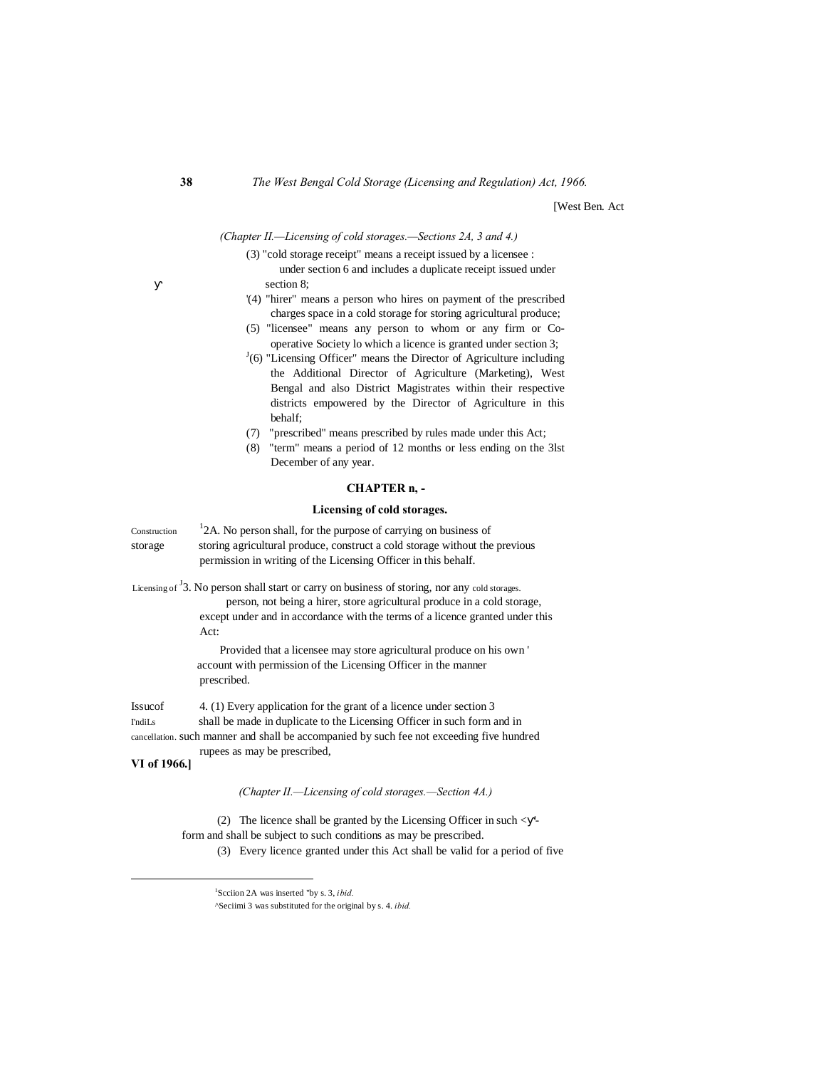(Chapter II.—Licensing of cold storages.—Sections 2A, 3 and 4.)

(3) "cold storage receipt" means a receipt issued by a licensee under section 6 and includes a duplicate receipt issued under section 8;

(4) "hirer" means a person who hires on payment of the prescribed charges space in a cold storage for storing agricultural produce;

(5) "licensee" means any person to whom or any firm or Co-operative Society lo which a licence is granted under section 3;

(6) "Licensing Officer" means the Director of Agriculture including the Additional Director of Agriculture (Marketing), West Bengal and also District Magistrates within their respective districts empowered by the Director of Agriculture in this behalf;

(7) "prescribed" means prescribed by rules made under this Act;

(8) "term" means a period of 12 months or less ending on the 3lst December of any year.

## CHAPTER II.

### Licensing of cold storages.

Construction storage

[1]2A. No person shall, for the purpose of carrying on business of storing agricultural produce, construct a cold storage without the previous permission in writing of the Licensing Officer in this behalf.

Licensing of cold storages.

[2]3. No person shall start or carry on business of storing, nor any person, not being a hirer, store agricultural produce in a cold storage, except under and in accordance with the terms of a licence granted under this Act:

Provided that a licensee may store agricultural produce on his own account with permission of the Licensing Officer in the manner prescribed.

Issue of licences and cancellation.

4. (1) Every application for the grant of a licence under section 3 shall be made in duplicate to the Licensing Officer in such form and in such manner and shall be accompanied by such fee not exceeding five hundred rupees as may be prescribed,

(Chapter II.—Licensing of cold storages.—Section 4A.)

(2) The licence shall be granted by the Licensing Officer in such form and shall be subject to such conditions as may be prescribed.

(3) Every licence granted under this Act shall be valid for a period of five

---

[1]Section 2A was inserted by s. 3, *ibid.*

[2]Section 3 was substituted for the original by s. 4. *ibid.*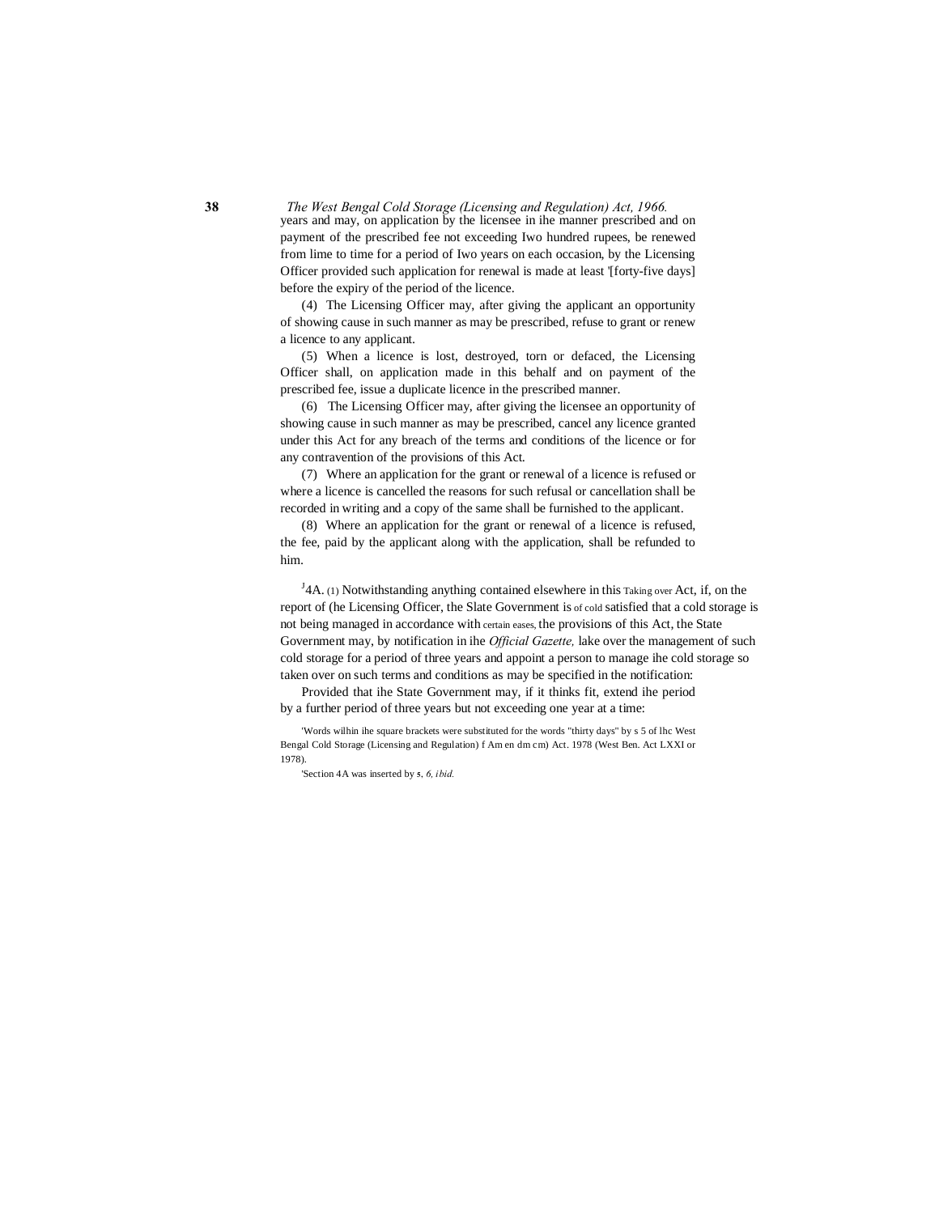years and may, on application by the licensee in ihe manner prescribed and on payment of the prescribed fee not exceeding Iwo hundred rupees, be renewed from lime to time for a period of Iwo years on each occasion, by the Licensing Officer provided such application for renewal is made at least '[forty-five days] before the expiry of the period of the licence.

(4) The Licensing Officer may, after giving the applicant an opportunity of showing cause in such manner as may be prescribed, refuse to grant or renew a licence to any applicant.

(5) When a licence is lost, destroyed, torn or defaced, the Licensing Officer shall, on application made in this behalf and on payment of the prescribed fee, issue a duplicate licence in the prescribed manner.

(6) The Licensing Officer may, after giving the licensee an opportunity of showing cause in such manner as may be prescribed, cancel any licence granted under this Act for any breach of the terms and conditions of the licence or for any contravention of the provisions of this Act.

(7) Where an application for the grant or renewal of a licence is refused or where a licence is cancelled the reasons for such refusal or cancellation shall be recorded in writing and a copy of the same shall be furnished to the applicant.

(8) Where an application for the grant or renewal of a licence is refused, the fee, paid by the applicant along with the application, shall be refunded to him.

Taking over of cold certain eases.

[J]4A. (1) Notwithstanding anything contained elsewhere in this Act, if, on the report of (he Licensing Officer, the Slate Government is satisfied that a cold storage is not being managed in accordance with the provisions of this Act, the State Government may, by notification in ihe *Official Gazette,* lake over the management of such cold storage for a period of three years and appoint a person to manage ihe cold storage so taken over on such terms and conditions as may be specified in the notification:

Provided that ihe State Government may, if it thinks fit, extend ihe period by a further period of three years but not exceeding one year at a time:

'Words wilhin ihe square brackets were substituted for the words "thirty days" by s 5 of lhc West Bengal Cold Storage (Licensing and Regulation) f Am en dm cm) Act. 1978 (West Ben. Act LXXI or 1978).

'Section 4A was inserted by s, *6, ibid.*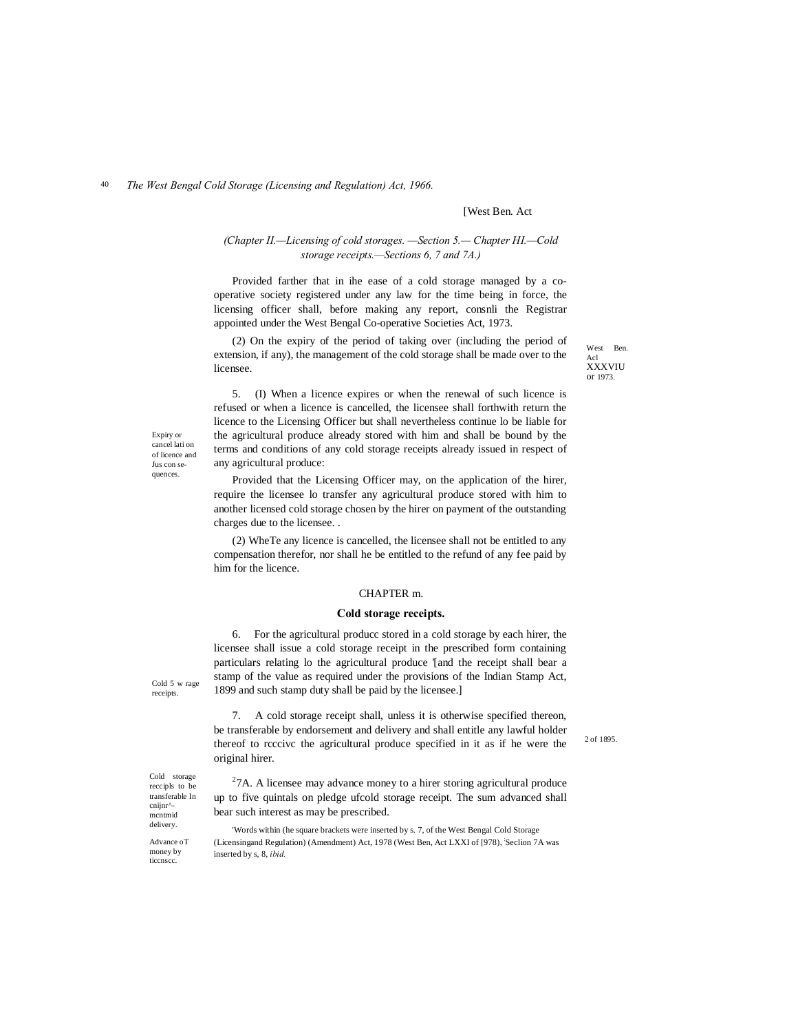[West Ben. Act

*(Chapter II.—Licensing of cold storages. —Section 5.— Chapter HI.—Cold storage receipts.—Sections 6, 7 and 7A.)*

Provided farther that in ihe ease of a cold storage managed by a co-operative society registered under any law for the time being in force, the licensing officer shall, before making any report, consnli the Registrar appointed under the West Bengal Co-operative Societies Act, 1973.

West Ben. Acl XXXVIU or 1973.

(2) On the expiry of the period of taking over (including the period of extension, if any), the management of the cold storage shall be made over to the licensee.

Expiry or cancel lati on of licence and Jus con se-quences.

5. (I) When a licence expires or when the renewal of such licence is refused or when a licence is cancelled, the licensee shall forthwith return the licence to the Licensing Officer but shall nevertheless continue lo be liable for the agricultural produce already stored with him and shall be bound by the terms and conditions of any cold storage receipts already issued in respect of any agricultural produce:

Provided that the Licensing Officer may, on the application of the hirer, require the licensee lo transfer any agricultural produce stored with him to another licensed cold storage chosen by the hirer on payment of the outstanding charges due to the licensee. .

(2) WheTe any licence is cancelled, the licensee shall not be entitled to any compensation therefor, nor shall he be entitled to the refund of any fee paid by him for the licence.

## CHAPTER m.

### Cold storage receipts.

Cold 5 w rage receipts.

6. For the agricultural producc stored in a cold storage by each hirer, the licensee shall issue a cold storage receipt in the prescribed form containing particulars relating lo the agricultural produce [1][and the receipt shall bear a stamp of the value as required under the provisions of the Indian Stamp Act, 1899 and such stamp duty shall be paid by the licensee.]

2 of 1895.

Cold storage reccipls to be transferable In cnijnr^-mcntmid delivery.

7. A cold storage receipt shall, unless it is otherwise specified thereon, be transferable by endorsement and delivery and shall entitle any lawful holder thereof to rcccivc the agricultural produce specified in it as if he were the original hirer.

Advance oT money by ticcnscc.

[2]7A. A licensee may advance money to a hirer storing agricultural produce up to five quintals on pledge ufcold storage receipt. The sum advanced shall bear such interest as may be prescribed.

[1]Words within (he square brackets were inserted by s. 7, of the West Bengal Cold Storage (Licensingand Regulation) (Amendment) Act, 1978 (West Ben, Act LXXI of [978), [2]Seclion 7A was inserted by s, 8, *ibid.*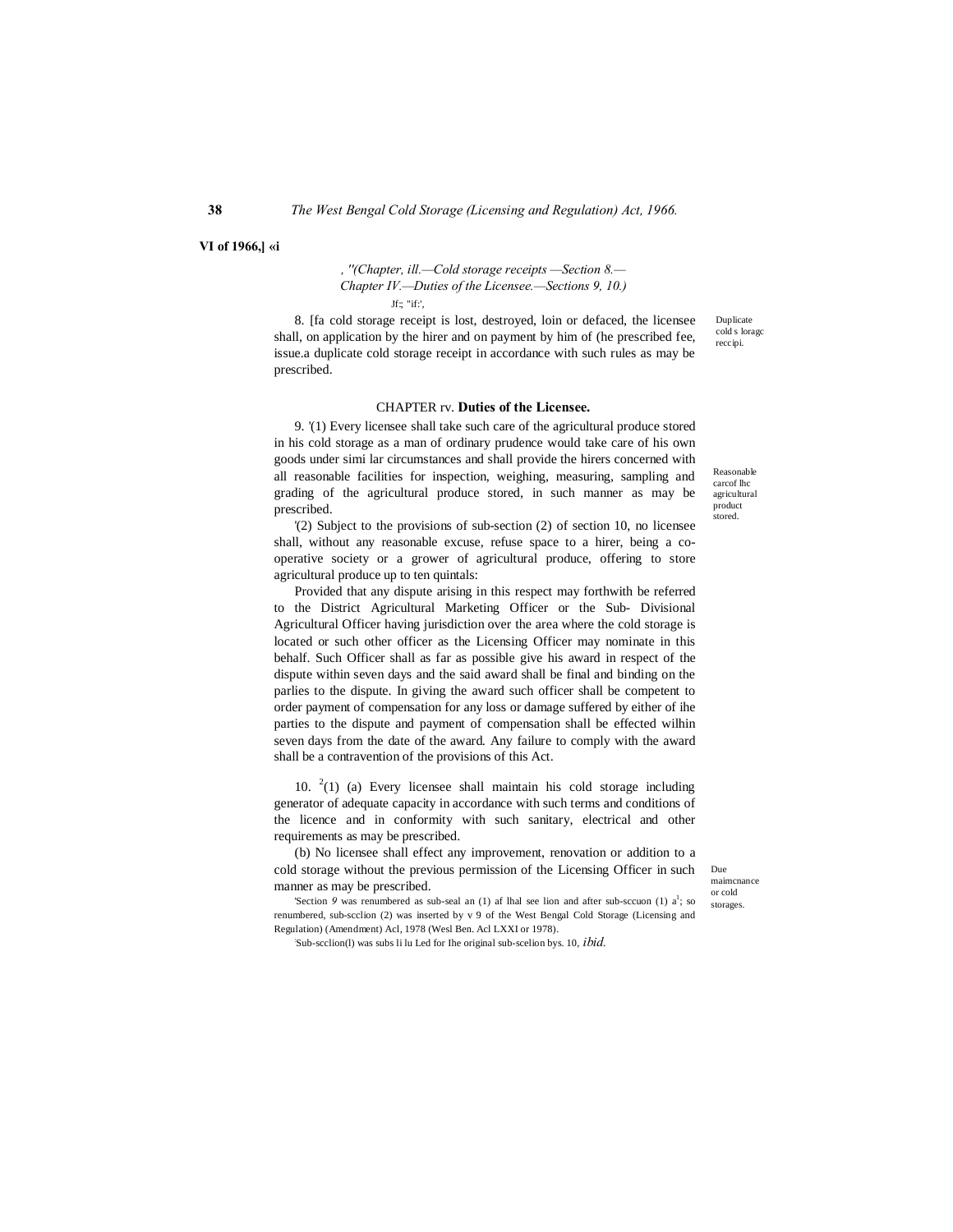VI of 1966,] «i

*, ''(Chapter, ill.—Cold storage receipts —Section 8.— Chapter IV.—Duties of the Licensee.—Sections 9, 10.)*

Jf:; "if:',

Duplicate cold s loragc reccipi.

8. [fa cold storage receipt is lost, destroyed, loin or defaced, the licensee shall, on application by the hirer and on payment by him of (he prescribed fee, issue.a duplicate cold storage receipt in accordance with such rules as may be prescribed.

## CHAPTER rv. **Duties of the Licensee.**

Reasonable carcof lhc agricultural product stored.

9. '(1) Every licensee shall take such care of the agricultural produce stored in his cold storage as a man of ordinary prudence would take care of his own goods under simi lar circumstances and shall provide the hirers concerned with all reasonable facilities for inspection, weighing, measuring, sampling and grading of the agricultural produce stored, in such manner as may be prescribed.

'(2) Subject to the provisions of sub-section (2) of section 10, no licensee shall, without any reasonable excuse, refuse space to a hirer, being a co-operative society or a grower of agricultural produce, offering to store agricultural produce up to ten quintals:

Provided that any dispute arising in this respect may forthwith be referred to the District Agricultural Marketing Officer or the Sub- Divisional Agricultural Officer having jurisdiction over the area where the cold storage is located or such other officer as the Licensing Officer may nominate in this behalf. Such Officer shall as far as possible give his award in respect of the dispute within seven days and the said award shall be final and binding on the parlies to the dispute. In giving the award such officer shall be competent to order payment of compensation for any loss or damage suffered by either of ihe parties to the dispute and payment of compensation shall be effected wilhin seven days from the date of the award. Any failure to comply with the award shall be a contravention of the provisions of this Act.

Due maimcnance or cold storages.

10. [2](1) (a) Every licensee shall maintain his cold storage including generator of adequate capacity in accordance with such terms and conditions of the licence and in conformity with such sanitary, electrical and other requirements as may be prescribed.

(b) No licensee shall effect any improvement, renovation or addition to a cold storage without the previous permission of the Licensing Officer in such manner as may be prescribed.

'Section *9* was renumbered as sub-seal an (1) af lhal see lion and after sub-sccuon (1) a[1]; so renumbered, sub-scclion (2) was inserted by v 9 of the West Bengal Cold Storage (Licensing and Regulation) (Amendment) Acl, 1978 (Wesl Ben. Acl LXXI or 1978).

:Sub-scclion(l) was subs li lu Led for Ihe original sub-scelion bys. 10, *ibid.*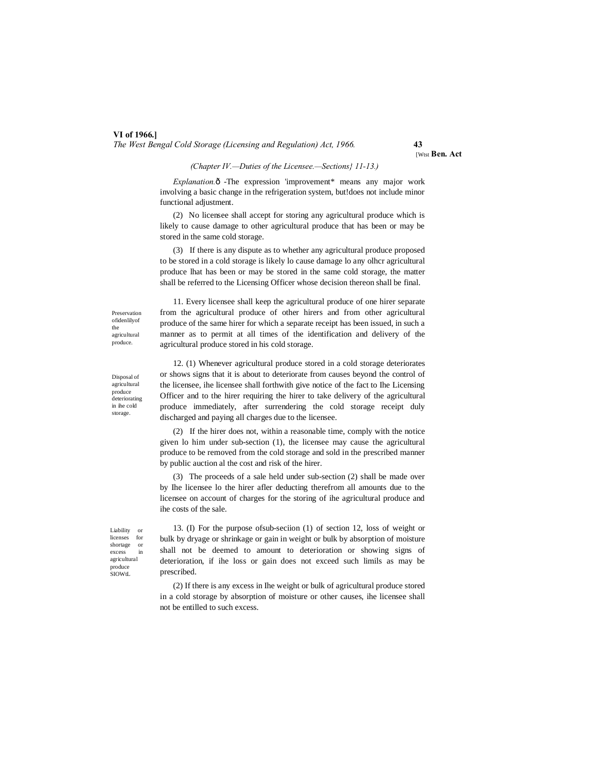(Chapter IV.—Duties of the Licensee.—Sections} 11-13.)

*Explanation.*ð -The expression 'improvement* means any major work involving a basic change in the refrigeration system, but!does not include minor functional adjustment.

(2) No licensee shall accept for storing any agricultural produce which is likely to cause damage to other agricultural produce that has been or may be stored in the same cold storage.

(3) If there is any dispute as to whether any agricultural produce proposed to be stored in a cold storage is likely lo cause damage lo any olhcr agricultural produce lhat has been or may be stored in the same cold storage, the matter shall be referred to the Licensing Officer whose decision thereon shall be final.

Preservation ofidenlilyof the agricultural produce.

11. Every licensee shall keep the agricultural produce of one hirer separate from the agricultural produce of other hirers and from other agricultural produce of the same hirer for which a separate receipt has been issued, in such a manner as to permit at all times of the identification and delivery of the agricultural produce stored in his cold storage.

Disposal of agricultural produce deteriorating in ihe cold storage.

12. (1) Whenever agricultural produce stored in a cold storage deteriorates or shows signs that it is about to deteriorate from causes beyond the control of the licensee, ihe licensee shall forthwith give notice of the fact to Ihe Licensing Officer and to the hirer requiring the hirer to take delivery of the agricultural produce immediately, after surrendering the cold storage receipt duly discharged and paying all charges due to the licensee.

(2) If the hirer does not, within a reasonable time, comply with the notice given lo him under sub-section (1), the licensee may cause the agricultural produce to be removed from the cold storage and sold in the prescribed manner by public auction al the cost and risk of the hirer.

(3) The proceeds of a sale held under sub-section (2) shall be made over by Ihe licensee lo the hirer afler deducting therefrom all amounts due to the licensee on account of charges for the storing of ihe agricultural produce and ihe costs of the sale.

Liability or licenses for shortage or excess in agricultural produce SIOWtL

13. (I) For the purpose ofsub-seciion (1) of section 12, loss of weight or bulk by dryage or shrinkage or gain in weight or bulk by absorption of moisture shall not be deemed to amount to deterioration or showing signs of deterioration, if ihe loss or gain does not exceed such limils as may be prescribed.

(2) If there is any excess in Ihe weight or bulk of agricultural produce stored in a cold storage by absorption of moisture or other causes, ihe licensee shall not be entilled to such excess.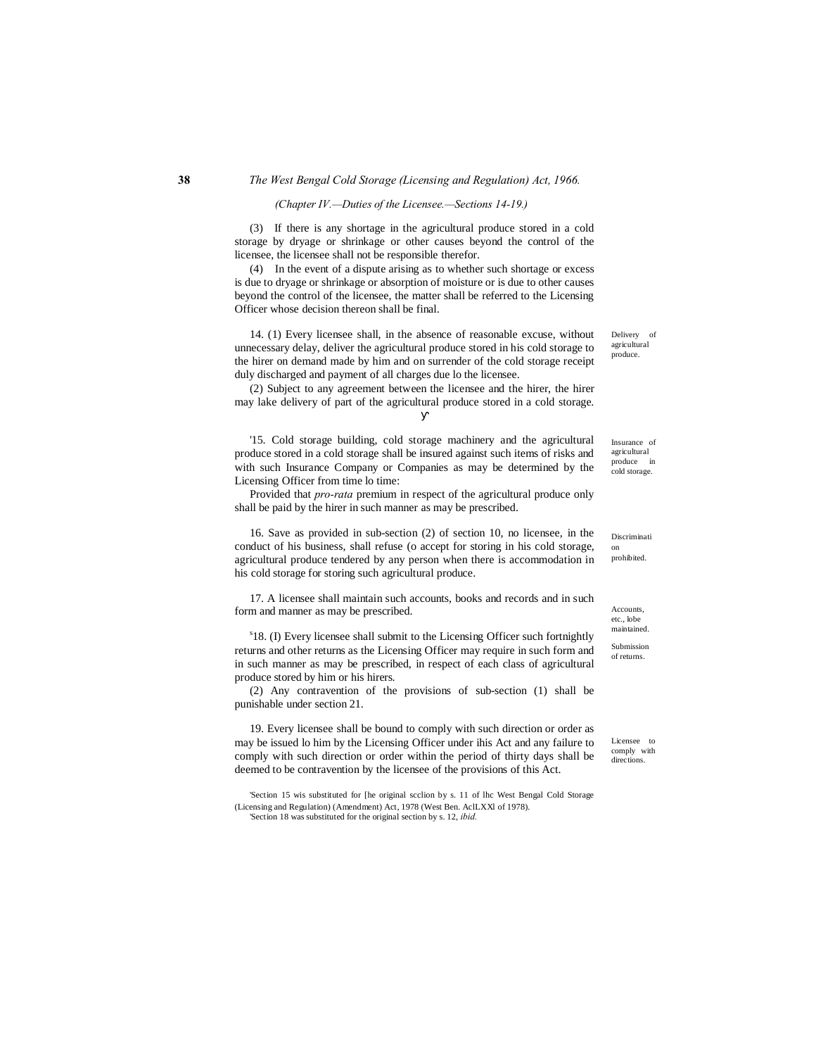*(Chapter IV.—Duties of the Licensee.—Sections 14-19.)*

(3) If there is any shortage in the agricultural produce stored in a cold storage by dryage or shrinkage or other causes beyond the control of the licensee, the licensee shall not be responsible therefor.

(4) In the event of a dispute arising as to whether such shortage or excess is due to dryage or shrinkage or absorption of moisture or is due to other causes beyond the control of the licensee, the matter shall be referred to the Licensing Officer whose decision thereon shall be final.

Delivery of agricultural produce.

14. (1) Every licensee shall, in the absence of reasonable excuse, without unnecessary delay, deliver the agricultural produce stored in his cold storage to the hirer on demand made by him and on surrender of the cold storage receipt duly discharged and payment of all charges due lo the licensee.

(2) Subject to any agreement between the licensee and the hirer, the hirer may lake delivery of part of the agricultural produce stored in a cold storage.

Insurance of agricultural produce in cold storage.

'15. Cold storage building, cold storage machinery and the agricultural produce stored in a cold storage shall be insured against such items of risks and with such Insurance Company or Companies as may be determined by the Licensing Officer from time lo time:

Provided that *pro-rata* premium in respect of the agricultural produce only shall be paid by the hirer in such manner as may be prescribed.

Discrimination prohibited.

16. Save as provided in sub-section (2) of section 10, no licensee, in the conduct of his business, shall refuse (o accept for storing in his cold storage, agricultural produce tendered by any person when there is accommodation in his cold storage for storing such agricultural produce.

Accounts, etc., lobe maintained.

17. A licensee shall maintain such accounts, books and records and in such form and manner as may be prescribed.

Submission of returns.

[5]18. (I) Every licensee shall submit to the Licensing Officer such fortnightly returns and other returns as the Licensing Officer may require in such form and in such manner as may be prescribed, in respect of each class of agricultural produce stored by him or his hirers.

(2) Any contravention of the provisions of sub-section (1) shall be punishable under section 21.

Licensee to comply with directions.

19. Every licensee shall be bound to comply with such direction or order as may be issued lo him by the Licensing Officer under ihis Act and any failure to comply with such direction or order within the period of thirty days shall be deemed to be contravention by the licensee of the provisions of this Act.

'Section 15 wis substituted for [he original scclion by s. 11 of lhc West Bengal Cold Storage (Licensing and Regulation) (Amendment) Act, 1978 (West Ben. AclLXXl of 1978).

'Section 18 was substituted for the original section by s. 12, *ibid.*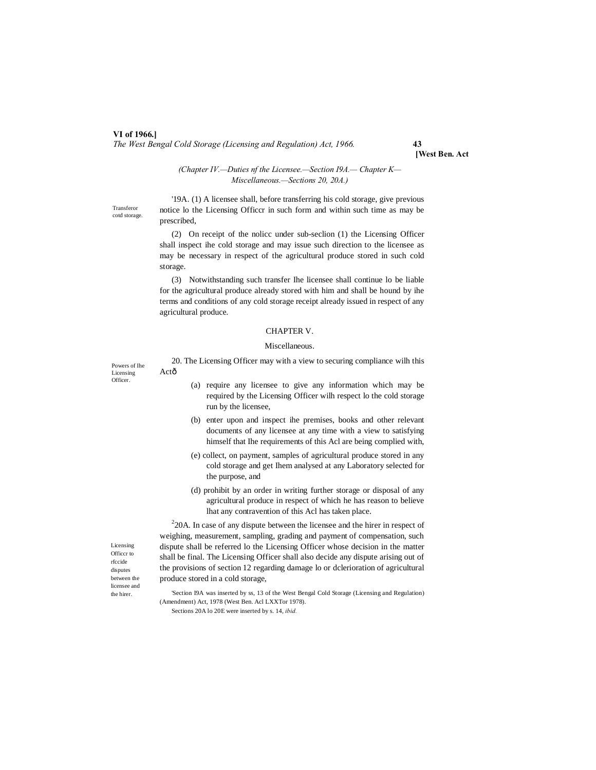(Chapter IV.—Duties nf the Licensee.—Section I9A.— Chapter K—Miscellaneous.—Sections 20, 20A.)

Transferor cotd storage.

'19A. (1) A licensee shall, before transferring his cold storage, give previous notice lo the Licensing Officcr in such form and within such time as may be prescribed,

(2) On receipt of the nolicc under sub-seclion (1) the Licensing Officer shall inspect ihe cold storage and may issue such direction to the licensee as may be necessary in respect of the agricultural produce stored in such cold storage.

(3) Notwithstanding such transfer Ihe licensee shall continue lo be liable for the agricultural produce already stored with him and shall be hound by ihe terms and conditions of any cold storage receipt already issued in respect of any agricultural produce.

## CHAPTER V.

### Miscellaneous.

Powers of Ihe Licensing Officer.

20. The Licensing Officer may with a view to securing compliance wilh this Actð

(a) require any licensee to give any information which may be required by the Licensing Officer wilh respect lo the cold storage run by the licensee,

(b) enter upon and inspect ihe premises, books and other relevant documents of any licensee at any time with a view to satisfying himself that Ihe requirements of this Acl are being complied with,

(e) collect, on payment, samples of agricultural produce stored in any cold storage and get Ihem analysed at any Laboratory selected for the purpose, and

(d) prohibit by an order in writing further storage or disposal of any agricultural produce in respect of which he has reason to believe lhat any contravention of this Acl has taken place.

Licensing Officcr to rfccide disputes between the licensee and the hirer.

[2]20A. In case of any dispute between the licensee and the hirer in respect of weighing, measurement, sampling, grading and payment of compensation, such dispute shall be referred lo the Licensing Officer whose decision in the matter shall be final. The Licensing Officer shall also decide any dispute arising out of the provisions of section 12 regarding damage lo or dclerioration of agricultural produce stored in a cold storage,

'Section I9A was inserted by ss, 13 of the West Bengal Cold Storage (Licensing and Regulation) (Amendment) Act, 1978 (West Ben. Acl LXXTor 1978).

Sections 20A lo 20E were inserted by s. 14, *ibid.*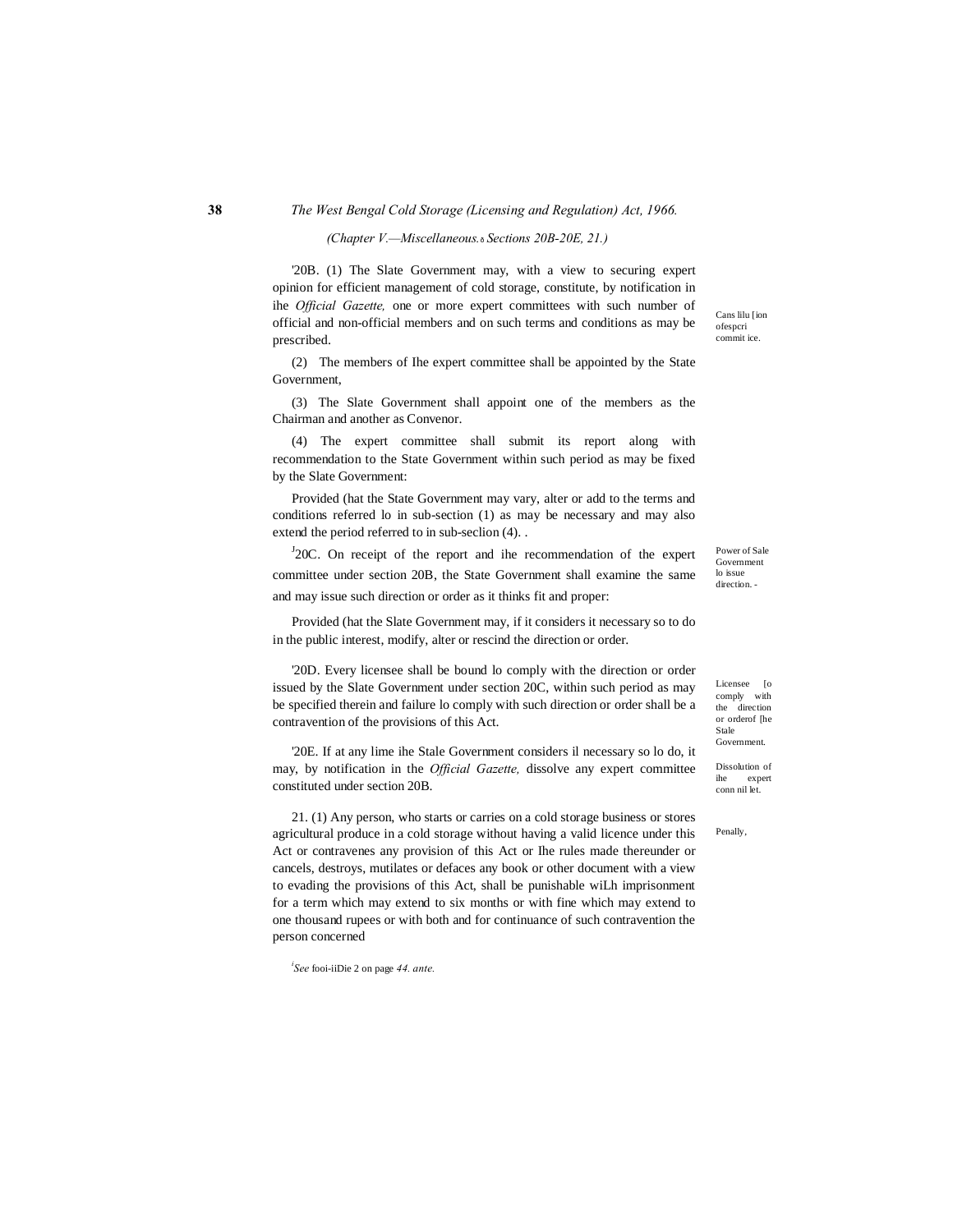(Chapter V.—Miscellaneous.—Sections 20B-20E, 21.)

Cans lilu [ion ofespcri commit ice.

'20B. (1) The Slate Government may, with a view to securing expert opinion for efficient management of cold storage, constitute, by notification in ihe *Official Gazette,* one or more expert committees with such number of official and non-official members and on such terms and conditions as may be prescribed.

(2) The members of Ihe expert committee shall be appointed by the State Government,

(3) The Slate Government shall appoint one of the members as the Chairman and another as Convenor.

(4) The expert committee shall submit its report along with recommendation to the State Government within such period as may be fixed by the Slate Government:

Provided (hat the State Government may vary, alter or add to the terms and conditions referred lo in sub-section (1) as may be necessary and may also extend the period referred to in sub-seclion (4). .

Power of Sale Government lo issue direction. -

[J]20C. On receipt of the report and ihe recommendation of the expert committee under section 20B, the State Government shall examine the same and may issue such direction or order as it thinks fit and proper:

Provided (hat the Slate Government may, if it considers it necessary so to do in the public interest, modify, alter or rescind the direction or order.

Licensee [o comply with the direction or orderof [he Stale Government.

'20D. Every licensee shall be bound lo comply with the direction or order issued by the Slate Government under section 20C, within such period as may be specified therein and failure lo comply with such direction or order shall be a contravention of the provisions of this Act.

Dissolution of ihe expert conn nil let.

'20E. If at any lime ihe Stale Government considers il necessary so lo do, it may, by notification in the *Official Gazette,* dissolve any expert committee constituted under section 20B.

Penally,

21. (1) Any person, who starts or carries on a cold storage business or stores agricultural produce in a cold storage without having a valid licence under this Act or contravenes any provision of this Act or Ihe rules made thereunder or cancels, destroys, mutilates or defaces any book or other document with a view to evading the provisions of this Act, shall be punishable wiLh imprisonment for a term which may extend to six months or with fine which may extend to one thousand rupees or with both and for continuance of such contravention the person concerned

[J]*See* fooi-iiDie 2 on page *44. ante.*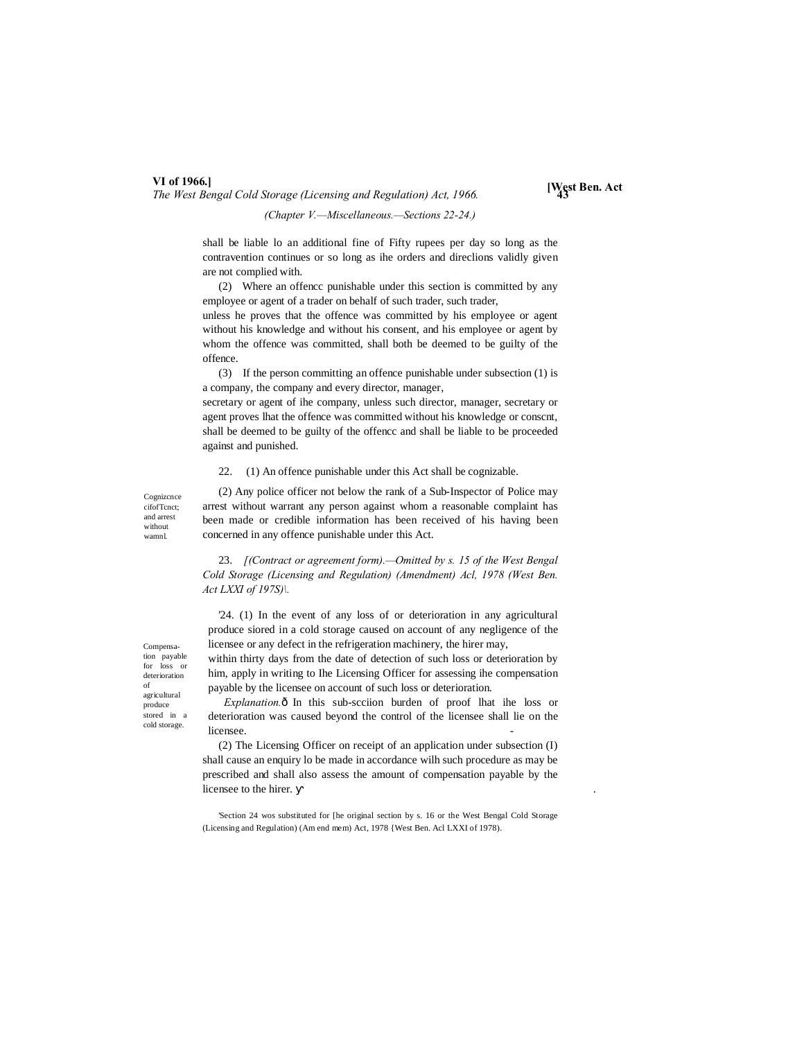shall be liable lo an additional fine of Fifty rupees per day so long as the contravention continues or so long as ihe orders and direclions validly given are not complied with.

(2) Where an offencc punishable under this section is committed by any employee or agent of a trader on behalf of such trader, such trader, unless he proves that the offence was committed by his employee or agent without his knowledge and without his consent, and his employee or agent by whom the offence was committed, shall both be deemed to be guilty of the offence.

(3) If the person committing an offence punishable under subsection (1) is a company, the company and every director, manager, secretary or agent of ihe company, unless such director, manager, secretary or agent proves lhat the offence was committed without his knowledge or conscnt, shall be deemed to be guilty of the offencc and shall be liable to be proceeded against and punished.

Cognizcnce cifofTcnct; and arrest without wamnl.

22. (1) An offence punishable under this Act shall be cognizable.

(2) Any police officer not below the rank of a Sub-Inspector of Police may arrest without warrant any person against whom a reasonable complaint has been made or credible information has been received of his having been concerned in any offence punishable under this Act.

23. *[(Contract or agreement form).—Omitted by s. 15 of the West Bengal Cold Storage (Licensing and Regulation) (Amendment) Acl, 1978 (West Ben. Act LXXI of 197S)\.*

Compensation payable for loss or deterioration of agricultural produce stored in a cold storage.

'24. (1) In the event of any loss of or deterioration in any agricultural produce siored in a cold storage caused on account of any negligence of the licensee or any defect in the refrigeration machinery, the hirer may, within thirty days from the date of detection of such loss or deterioration by him, apply in writing to Ihe Licensing Officer for assessing ihe compensation payable by the licensee on account of such loss or deterioration.

*Explanation.*— In this sub-scciion burden of proof lhat ihe loss or deterioration was caused beyond the control of the licensee shall lie on the licensee.

(2) The Licensing Officer on receipt of an application under subsection (I) shall cause an enquiry lo be made in accordance wilh such procedure as may be prescribed and shall also assess the amount of compensation payable by the licensee to the hirer.

'Section 24 wos substituted for [he original section by s. 16 or the West Bengal Cold Storage (Licensing and Regulation) (Am end mem) Act, 1978 {West Ben. Acl LXXI of 1978).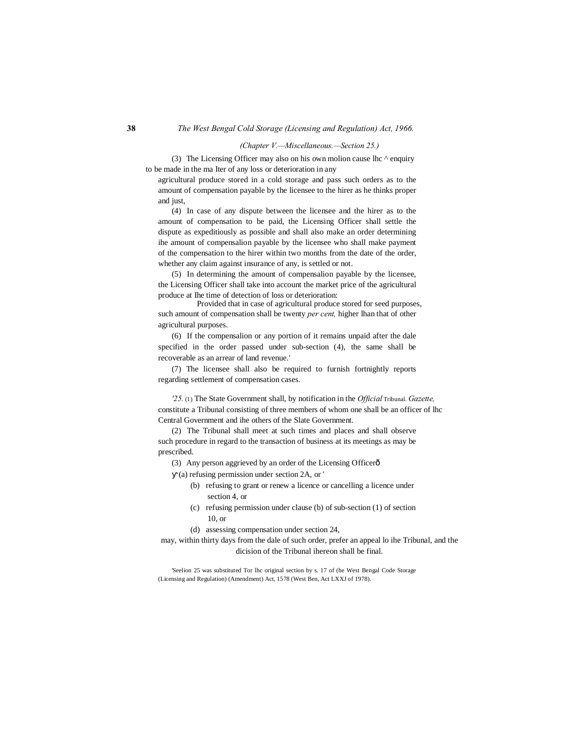*(Chapter V.—Miscellaneous.—Section 25.)*

(3) The Licensing Officer may also on his own molion cause lhc ^ enquiry to be made in the ma Iter of any loss or deterioration in any agricultural produce stored in a cold storage and pass such orders as to the amount of compensation payable by the licensee to the hirer as he thinks proper and just,

(4) In case of any dispute between the licensee and the hirer as to the amount of compensation to be paid, the Licensing Officer shall settle the dispute as expeditiously as possible and shall also make an order determining ihe amount of compensalion payable by the licensee who shall make payment of the compensation to the hirer within two months from the date of the order, whether any claim against insurance of any, is settled or not.

(5) In determining the amount of compensalion payable by the licensee, the Licensing Officer shall take into account the market price of the agricultural produce at Ihe time of detection of loss or deterioration:

Provided that in case of agricultural produce stored for seed purposes, such amount of compensation shall be twenty *per cent,* higher lhan that of other agricultural purposes.

(6) If the compensalion or any portion of it remains unpaid after the dale specified in the order passed under sub-section (4), the same shall be recoverable as an arrear of land revenue.'

(7) The licensee shall also be required to furnish fortnightly reports regarding settlement of compensation cases.

Tribunal.

*'25.* (1) The State Government shall, by notification in the *Official Gazette,* constitute a Tribunal consisting of three members of whom one shall be an officer of lhc Central Government and ihe others of the Slate Government.

(2) The Tribunal shall meet at such times and places and shall observe such procedure in regard to the transaction of business at its meetings as may be prescribed.

(3) Any person aggrieved by an order of the Licensing Officerð

(a) refusing permission under section 2A, or '

(b) refusing to grant or renew a licence or cancelling a licence under section 4, or

(c) refusing permission under clause (b) of sub-section (1) of section 10, or

(d) assessing compensation under section 24,

may, within thirty days from the dale of such order, prefer an appeal lo ihe Tribunal, and the dicision of the Tribunal ihereon shall be final.

'Seelion 25 was substituted Tor lhc original section by s. 17 of (he West Bengal Code Storage (Licensing and Regulation) (Amendment) Act, 1578 (West Ben, Act LXXJ of 1978).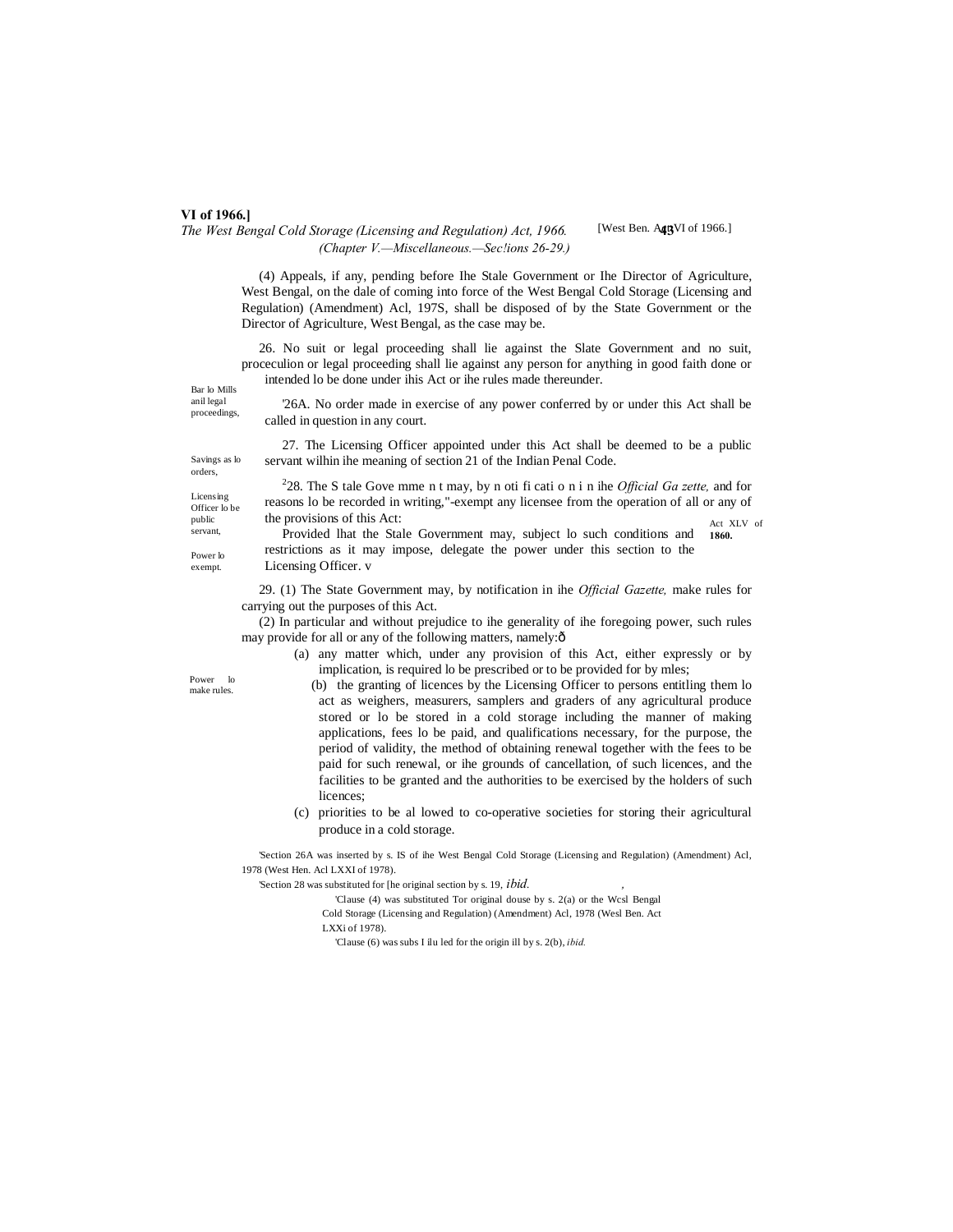(4) Appeals, if any, pending before Ihe Stale Government or Ihe Director of Agriculture, West Bengal, on the dale of coming into force of the West Bengal Cold Storage (Licensing and Regulation) (Amendment) Acl, 197S, shall be disposed of by the State Government or the Director of Agriculture, West Bengal, as the case may be.

Bar lo Mills anil legal proceedings,

26. No suit or legal proceeding shall lie against the Slate Government and no suit, proceculion or legal proceeding shall lie against any person for anything in good faith done or intended lo be done under ihis Act or ihe rules made thereunder.

Savings as lo orders,

'26A. No order made in exercise of any power conferred by or under this Act shall be called in question in any court.

Licensing Officer lo be public servant,

27. The Licensing Officer appointed under this Act shall be deemed to be a public servant wilhin ihe meaning of section 21 of the Indian Penal Code.

Act XLV of **1860.**

Power lo exempt.

[2]28. The S tale Gove mme n t may, by n oti fi cati o n i n ihe *Official Ga zette,* and for reasons lo be recorded in writing,"-exempt any licensee from the operation of all or any of the provisions of this Act:

Provided lhat the Stale Government may, subject lo such conditions and restrictions as it may impose, delegate the power under this section to the Licensing Officer. v

Power lo make rules.

29. (1) The State Government may, by notification in ihe *Official Gazette,* make rules for carrying out the purposes of this Act.

(2) In particular and without prejudice to ihe generality of ihe foregoing power, such rules may provide for all or any of the following matters, namely:ô

(a) any matter which, under any provision of this Act, either expressly or by implication, is required lo be prescribed or to be provided for by mles;

(b) the granting of licences by the Licensing Officer to persons entitling them lo act as weighers, measurers, samplers and graders of any agricultural produce stored or lo be stored in a cold storage including the manner of making applications, fees lo be paid, and qualifications necessary, for the purpose, the period of validity, the method of obtaining renewal together with the fees to be paid for such renewal, or ihe grounds of cancellation, of such licences, and the facilities to be granted and the authorities to be exercised by the holders of such licences;

(c) priorities to be al lowed to co-operative societies for storing their agricultural produce in a cold storage.

'Section 26A was inserted by s. IS of ihe West Bengal Cold Storage (Licensing and Regulation) (Amendment) Acl, 1978 (West Hen. Acl LXXI of 1978).

'Section 28 was substituted for [he original section by s. 19, *ibid.*

'Clause (4) was substituted Tor original douse by s. 2(a) or the Wcsl Bengal Cold Storage (Licensing and Regulation) (Amendment) Acl, 1978 (Wesl Ben. Act LXXi of 1978).

'Clause (6) was subs I ilu led for the origin ill by s. 2(b), *ibid.*